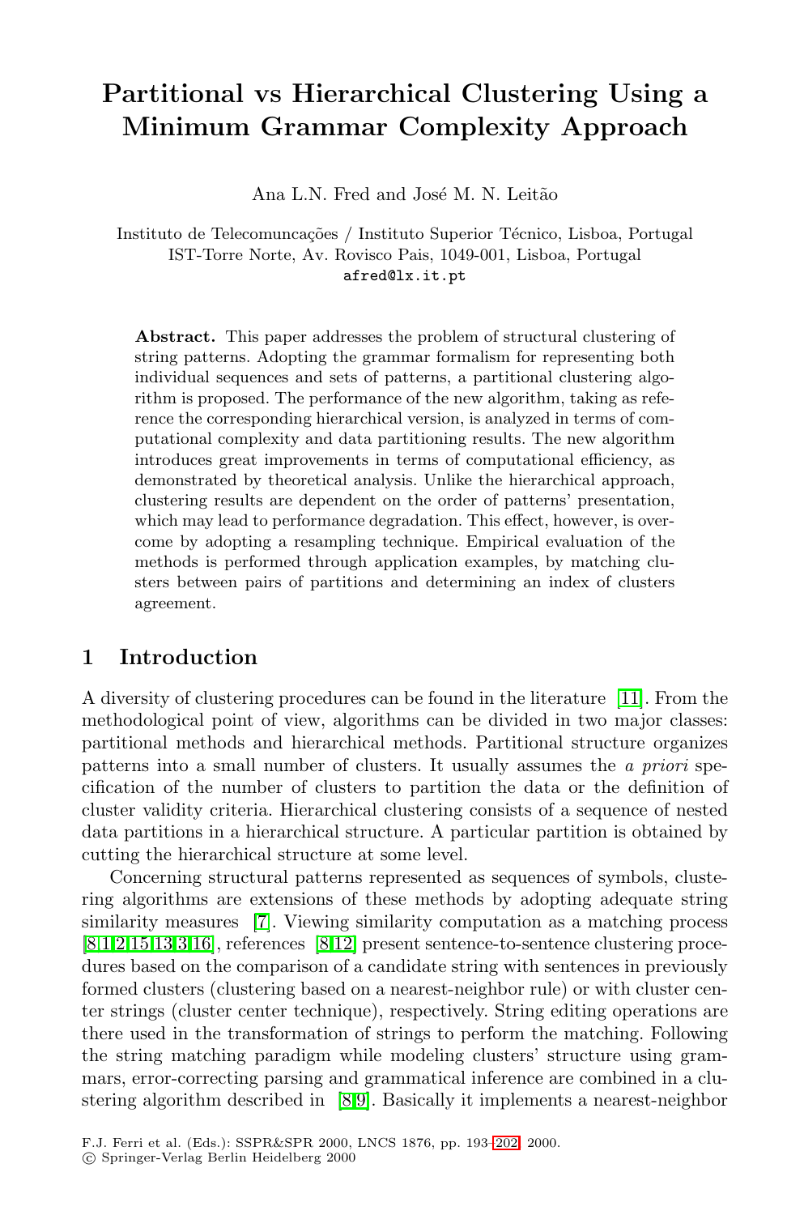# Partitional vs Hierarchical Clustering Using a Minimum Grammar Complexity Approach

Ana L.N. Fred and José M. N. Leitão

Instituto de Telecomuncações / Instituto Superior Técnico, Lisboa, Portugal
IST-Torre Norte, Av. Rovisco Pais, 1049-001, Lisboa, Portugal
afred@lx.it.pt

**Abstract.** This paper addresses the problem of structural clustering of string patterns. Adopting the grammar formalism for representing both individual sequences and sets of patterns, a partitional clustering algorithm is proposed. The performance of the new algorithm, taking as reference the corresponding hierarchical version, is analyzed in terms of computational complexity and data partitioning results. The new algorithm introduces great improvements in terms of computational efficiency, as demonstrated by theoretical analysis. Unlike the hierarchical approach, clustering results are dependent on the order of patterns' presentation, which may lead to performance degradation. This effect, however, is overcome by adopting a resampling technique. Empirical evaluation of the methods is performed through application examples, by matching clusters between pairs of partitions and determining an index of clusters agreement.

## 1 Introduction

A diversity of clustering procedures can be found in the literature [11]. From the methodological point of view, algorithms can be divided in two major classes: partitional methods and hierarchical methods. Partitional structure organizes patterns into a small number of clusters. It usually assumes the *a priori* specification of the number of clusters to partition the data or the definition of cluster validity criteria. Hierarchical clustering consists of a sequence of nested data partitions in a hierarchical structure. A particular partition is obtained by cutting the hierarchical structure at some level.

Concerning structural patterns represented as sequences of symbols, clustering algorithms are extensions of these methods by adopting adequate string similarity measures [7]. Viewing similarity computation as a matching process [8,1,2,15,13,3,16], references [8,12] present sentence-to-sentence clustering procedures based on the comparison of a candidate string with sentences in previously formed clusters (clustering based on a nearest-neighbor rule) or with cluster center strings (cluster center technique), respectively. String editing operations are there used in the transformation of strings to perform the matching. Following the string matching paradigm while modeling clusters' structure using grammars, error-correcting parsing and grammatical inference are combined in a clustering algorithm described in [8,9]. Basically it implements a nearest-neighbor

F.J. Ferri et al. (Eds.): SSPR&SPR 2000, LNCS 1876, pp. 193–202, 2000.
© Springer-Verlag Berlin Heidelberg 2000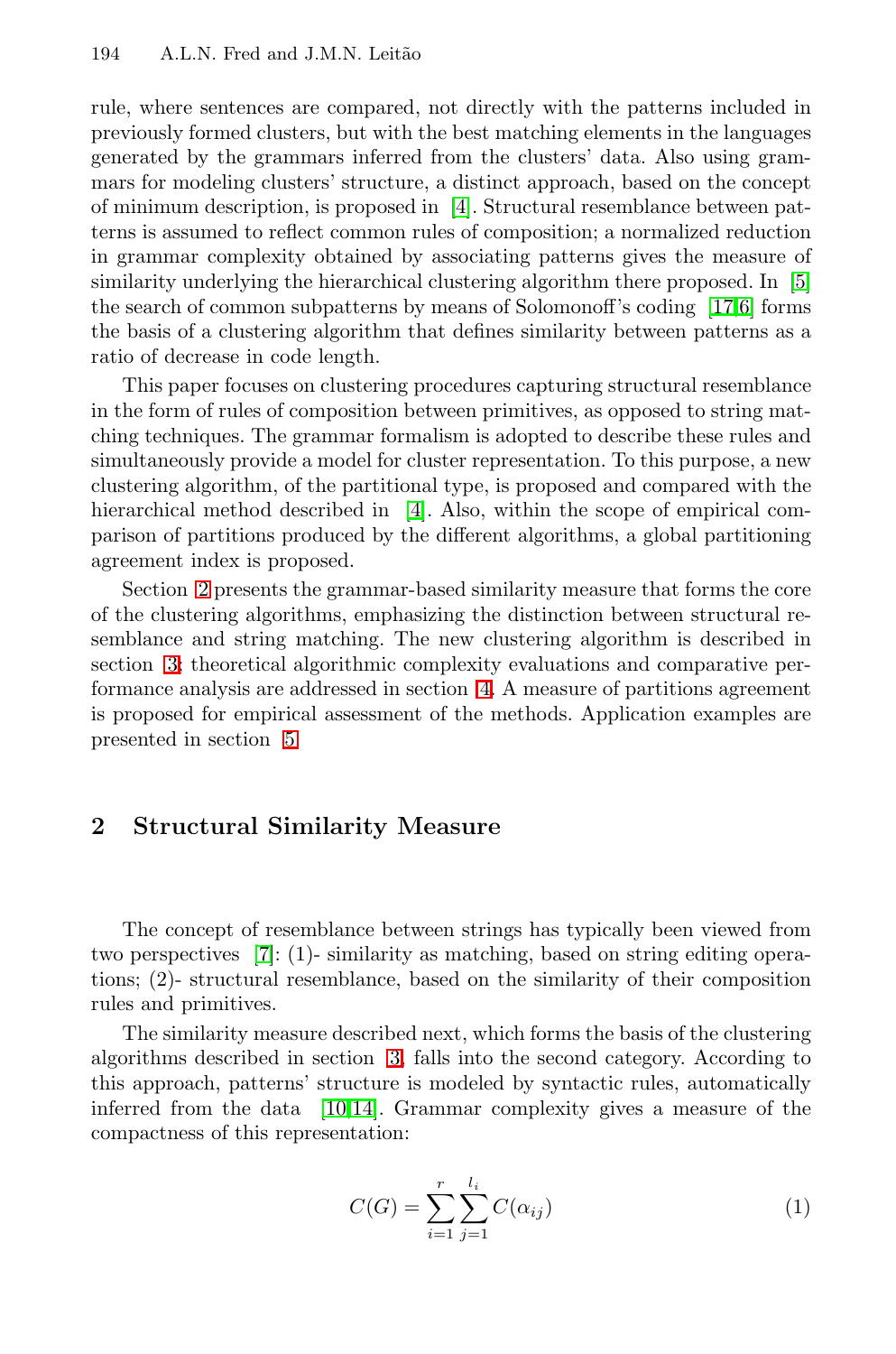rule, where sentences are compared, not directly with the patterns included in previously formed clusters, but with the best matching elements in the languages generated by the grammars inferred from the clusters' data. Also using grammars for modeling clusters' structure, a distinct approach, based on the concept of minimum description, is proposed in [4]. Structural resemblance between patterns is assumed to reflect common rules of composition; a normalized reduction in grammar complexity obtained by associating patterns gives the measure of similarity underlying the hierarchical clustering algorithm there proposed. In [5] the search of common subpatterns by means of Solomonoff's coding [17,6] forms the basis of a clustering algorithm that defines similarity between patterns as a ratio of decrease in code length.

This paper focuses on clustering procedures capturing structural resemblance in the form of rules of composition between primitives, as opposed to string matching techniques. The grammar formalism is adopted to describe these rules and simultaneously provide a model for cluster representation. To this purpose, a new clustering algorithm, of the partitional type, is proposed and compared with the hierarchical method described in [4]. Also, within the scope of empirical comparison of partitions produced by the different algorithms, a global partitioning agreement index is proposed.

Section 2 presents the grammar-based similarity measure that forms the core of the clustering algorithms, emphasizing the distinction between structural resemblance and string matching. The new clustering algorithm is described in section 3; theoretical algorithmic complexity evaluations and comparative performance analysis are addressed in section 4. A measure of partitions agreement is proposed for empirical assessment of the methods. Application examples are presented in section 5.

## 2 Structural Similarity Measure

The concept of resemblance between strings has typically been viewed from two perspectives [7]: (1)- similarity as matching, based on string editing operations; (2)- structural resemblance, based on the similarity of their composition rules and primitives.

The similarity measure described next, which forms the basis of the clustering algorithms described in section 3, falls into the second category. According to this approach, patterns' structure is modeled by syntactic rules, automatically inferred from the data [10,14]. Grammar complexity gives a measure of the compactness of this representation:

$$C(G) = \sum_{i=1}^{r} \sum_{j=1}^{l_i} C(\alpha_{ij}) \tag{1}$$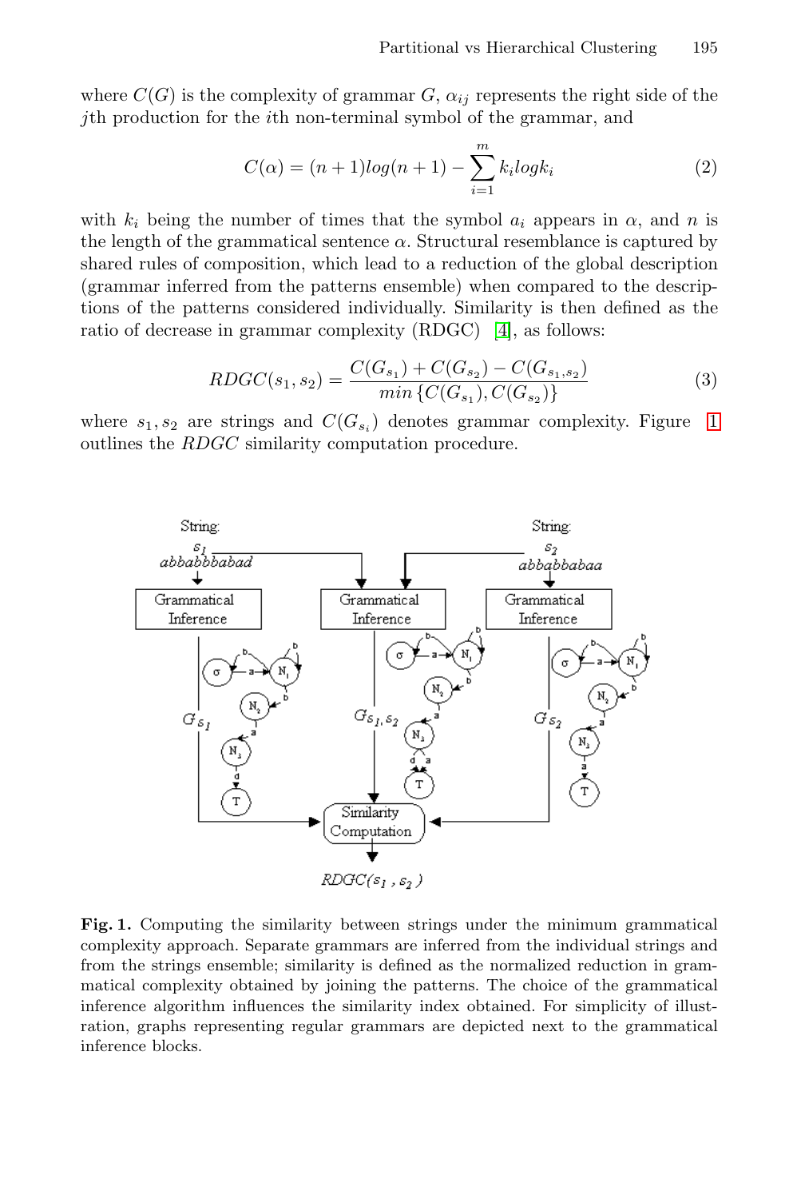where $C(G)$ is the complexity of grammar $G$, $\alpha_{ij}$ represents the right side of the $j$th production for the $i$th non-terminal symbol of the grammar, and

$$C(\alpha) = (n+1)log(n+1) - \sum_{i=1}^{m} k_i log k_i \quad (2)$$

with $k_i$ being the number of times that the symbol $a_i$ appears in $\alpha$, and $n$ is the length of the grammatical sentence $\alpha$. Structural resemblance is captured by shared rules of composition, which lead to a reduction of the global description (grammar inferred from the patterns ensemble) when compared to the descriptions of the patterns considered individually. Similarity is then defined as the ratio of decrease in grammar complexity (RDGC) [4], as follows:

$$RDGC(s_1, s_2) = \frac{C(G_{s_1}) + C(G_{s_2}) - C(G_{s_1,s_2})}{min\{C(G_{s_1}), C(G_{s_2})\}} \quad (3)$$

where $s_1, s_2$ are strings and $C(G_{s_i})$ denotes grammar complexity. Figure 1 outlines the $RDGC$ similarity computation procedure.

**Fig. 1.** Computing the similarity between strings under the minimum grammatical complexity approach. Separate grammars are inferred from the individual strings and from the strings ensemble; similarity is defined as the normalized reduction in grammatical complexity obtained by joining the patterns. The choice of the grammatical inference algorithm influences the similarity index obtained. For simplicity of illustration, graphs representing regular grammars are depicted next to the grammatical inference blocks.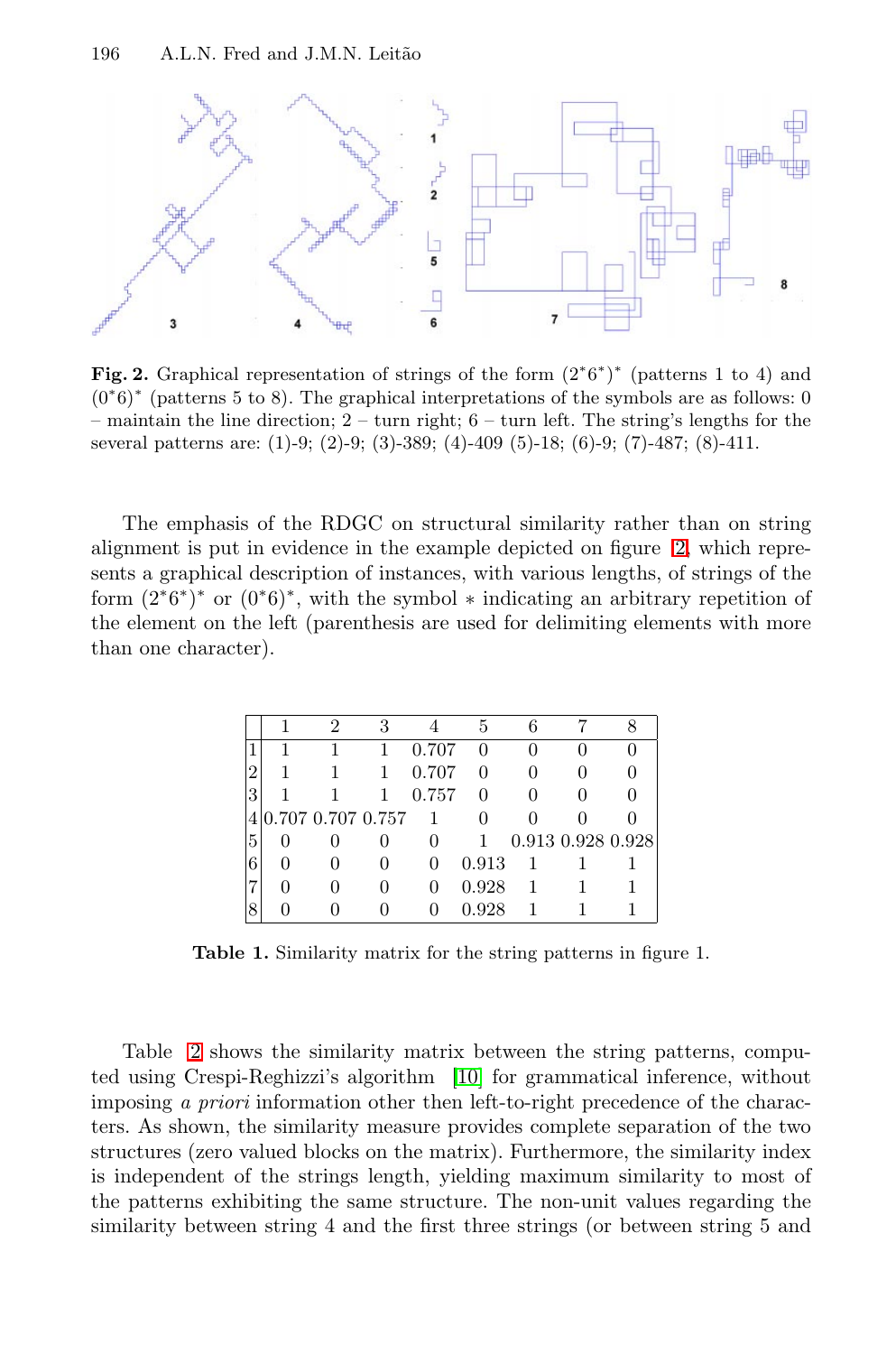**Fig. 2.** Graphical representation of strings of the form $(2^*6^*)^*$ (patterns 1 to 4) and $(0^*6)^*$ (patterns 5 to 8). The graphical interpretations of the symbols are as follows: 0 – maintain the line direction; 2 – turn right; 6 – turn left. The string's lengths for the several patterns are: (1)-9; (2)-9; (3)-389; (4)-409 (5)-18; (6)-9; (7)-487; (8)-411.

The emphasis of the RDGC on structural similarity rather than on string alignment is put in evidence in the example depicted on figure 2, which represents a graphical description of instances, with various lengths, of strings of the form $(2^*6^*)^*$ or $(0^*6)^*$, with the symbol $*$ indicating an arbitrary repetition of the element on the left (parenthesis are used for delimiting elements with more than one character).

| | 1 | 2 | 3 | 4 | 5 | 6 | 7 | 8 |
|---|---|---|---|---|---|---|---|---|
| 1 | 1 | 1 | 1 | 0.707 | 0 | 0 | 0 | 0 |
| 2 | 1 | 1 | 1 | 0.707 | 0 | 0 | 0 | 0 |
| 3 | 1 | 1 | 1 | 0.757 | 0 | 0 | 0 | 0 |
| 4 | 0.707 | 0.707 | 0.757 | 1 | 0 | 0 | 0 | 0 |
| 5 | 0 | 0 | 0 | 0 | 1 | 0.913 | 0.928 | 0.928 |
| 6 | 0 | 0 | 0 | 0 | 0.913 | 1 | 1 | 1 |
| 7 | 0 | 0 | 0 | 0 | 0.928 | 1 | 1 | 1 |
| 8 | 0 | 0 | 0 | 0 | 0.928 | 1 | 1 | 1 |

**Table 1.** Similarity matrix for the string patterns in figure 1.

Table 2 shows the similarity matrix between the string patterns, computed using Crespi-Reghizzi's algorithm [10] for grammatical inference, without imposing *a priori* information other then left-to-right precedence of the characters. As shown, the similarity measure provides complete separation of the two structures (zero valued blocks on the matrix). Furthermore, the similarity index is independent of the strings length, yielding maximum similarity to most of the patterns exhibiting the same structure. The non-unit values regarding the similarity between string 4 and the first three strings (or between string 5 and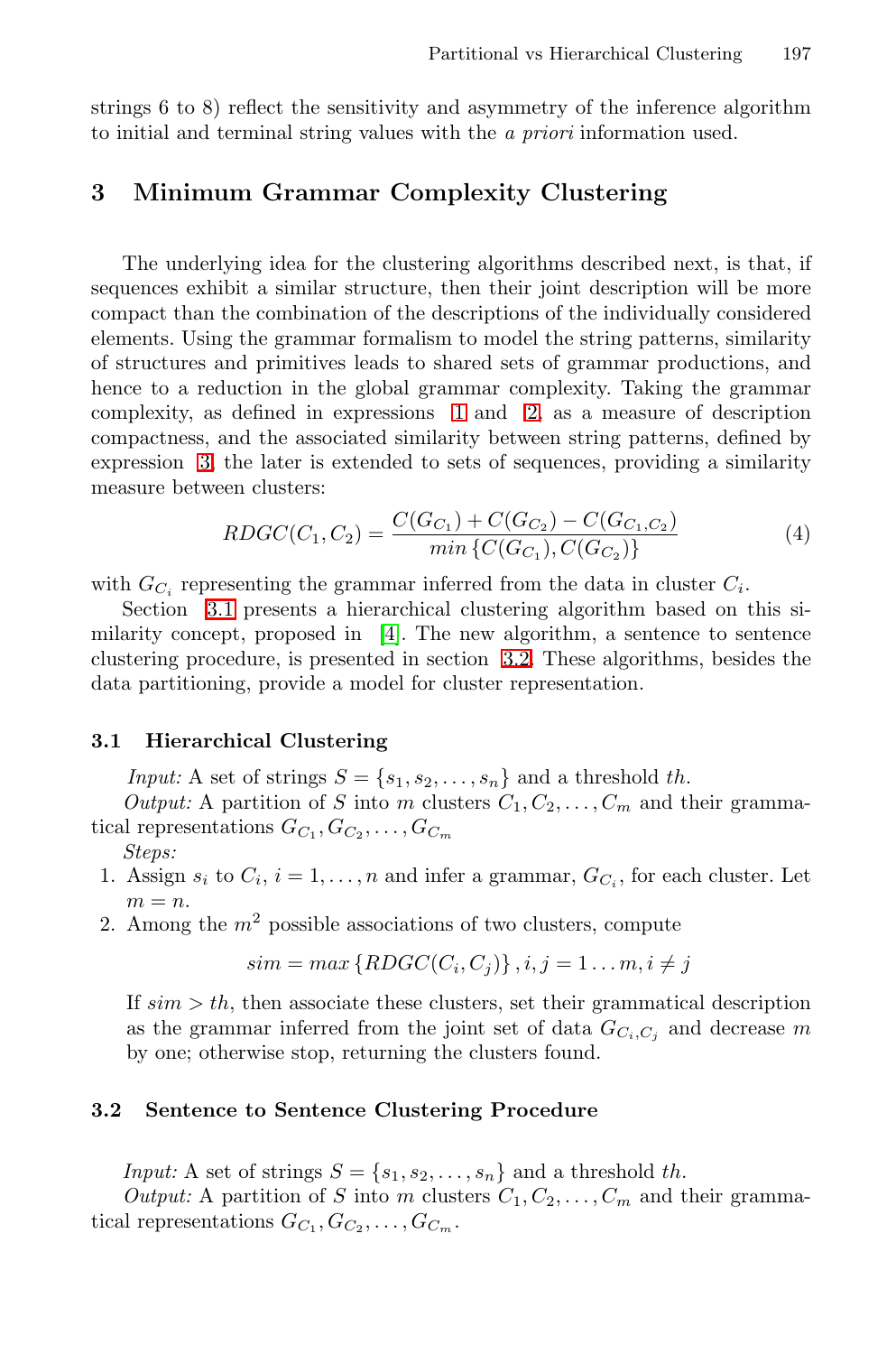strings 6 to 8) reflect the sensitivity and asymmetry of the inference algorithm to initial and terminal string values with the *a priori* information used.

## 3 Minimum Grammar Complexity Clustering

The underlying idea for the clustering algorithms described next, is that, if sequences exhibit a similar structure, then their joint description will be more compact than the combination of the descriptions of the individually considered elements. Using the grammar formalism to model the string patterns, similarity of structures and primitives leads to shared sets of grammar productions, and hence to a reduction in the global grammar complexity. Taking the grammar complexity, as defined in expressions 1 and 2, as a measure of description compactness, and the associated similarity between string patterns, defined by expression 3, the later is extended to sets of sequences, providing a similarity measure between clusters:

$$RDGC(C_1, C_2) = \frac{C(G_{C_1}) + C(G_{C_2}) - C(G_{C_1,C_2})}{min\left\{C(G_{C_1}), C(G_{C_2})\right\}} \tag{4}$$

with $G_{C_i}$ representing the grammar inferred from the data in cluster $C_i$.

Section 3.1 presents a hierarchical clustering algorithm based on this similarity concept, proposed in [4]. The new algorithm, a sentence to sentence clustering procedure, is presented in section 3.2. These algorithms, besides the data partitioning, provide a model for cluster representation.

### 3.1 Hierarchical Clustering

*Input:* A set of strings $S = \{s_1, s_2, \ldots, s_n\}$ and a threshold $th$.

*Output:* A partition of $S$ into $m$ clusters $C_1, C_2, \ldots, C_m$ and their grammatical representations $G_{C_1}, G_{C_2}, \ldots, G_{C_m}$

*Steps:*

1. Assign $s_i$ to $C_i$, $i = 1, \ldots, n$ and infer a grammar, $G_{C_i}$, for each cluster. Let $m = n$.
2. Among the $m^2$ possible associations of two clusters, compute

$$sim = max\left\{RDGC(C_i, C_j)\right\}, i, j = 1 \ldots m, i \neq j$$

If $sim > th$, then associate these clusters, set their grammatical description as the grammar inferred from the joint set of data $G_{C_i,C_j}$ and decrease $m$ by one; otherwise stop, returning the clusters found.

### 3.2 Sentence to Sentence Clustering Procedure

*Input:* A set of strings $S = \{s_1, s_2, \ldots, s_n\}$ and a threshold $th$.

*Output:* A partition of $S$ into $m$ clusters $C_1, C_2, \ldots, C_m$ and their grammatical representations $G_{C_1}, G_{C_2}, \ldots, G_{C_m}$.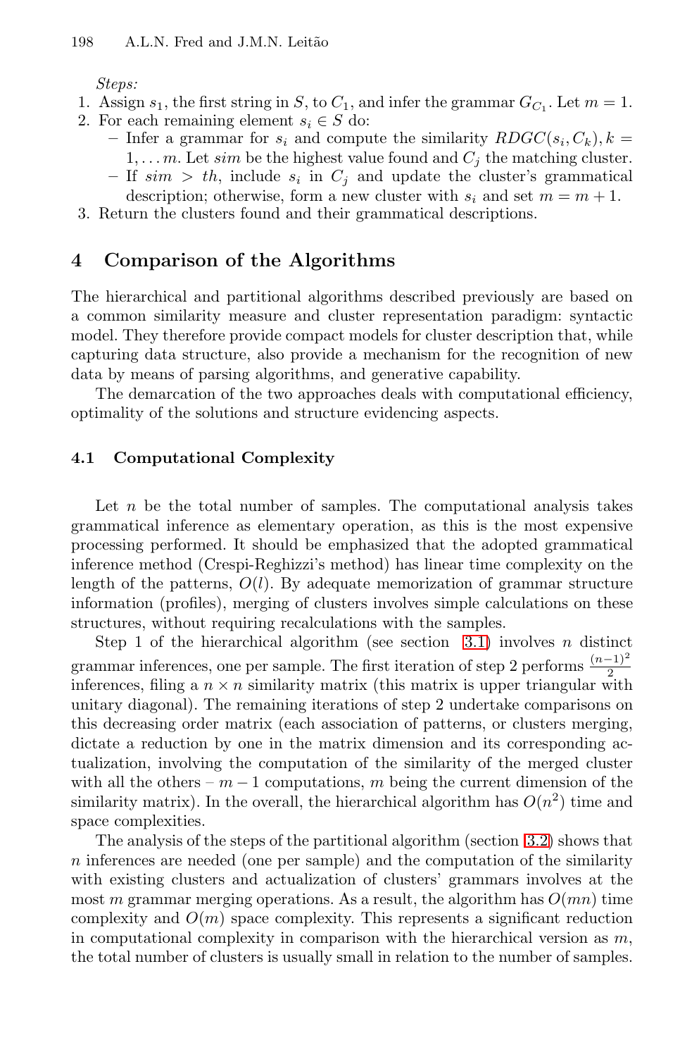*Steps:*

1. Assign $s_1$, the first string in $S$, to $C_1$, and infer the grammar $G_{C_1}$. Let $m = 1$.
2. For each remaining element $s_i \in S$ do:
   – Infer a grammar for $s_i$ and compute the similarity $RDGC(s_i, C_k), k = 1, \ldots m$. Let $sim$ be the highest value found and $C_j$ the matching cluster.
   – If $sim > th$, include $s_i$ in $C_j$ and update the cluster's grammatical description; otherwise, form a new cluster with $s_i$ and set $m = m + 1$.
3. Return the clusters found and their grammatical descriptions.

## 4 Comparison of the Algorithms

The hierarchical and partitional algorithms described previously are based on a common similarity measure and cluster representation paradigm: syntactic model. They therefore provide compact models for cluster description that, while capturing data structure, also provide a mechanism for the recognition of new data by means of parsing algorithms, and generative capability.

The demarcation of the two approaches deals with computational efficiency, optimality of the solutions and structure evidencing aspects.

### 4.1 Computational Complexity

Let $n$ be the total number of samples. The computational analysis takes grammatical inference as elementary operation, as this is the most expensive processing performed. It should be emphasized that the adopted grammatical inference method (Crespi-Reghizzi's method) has linear time complexity on the length of the patterns, $O(l)$. By adequate memorization of grammar structure information (profiles), merging of clusters involves simple calculations on these structures, without requiring recalculations with the samples.

Step 1 of the hierarchical algorithm (see section 3.1) involves $n$ distinct grammar inferences, one per sample. The first iteration of step 2 performs $\frac{(n-1)^2}{2}$ inferences, filing a $n \times n$ similarity matrix (this matrix is upper triangular with unitary diagonal). The remaining iterations of step 2 undertake comparisons on this decreasing order matrix (each association of patterns, or clusters merging, dictate a reduction by one in the matrix dimension and its corresponding actualization, involving the computation of the similarity of the merged cluster with all the others – $m - 1$ computations, $m$ being the current dimension of the similarity matrix). In the overall, the hierarchical algorithm has $O(n^2)$ time and space complexities.

The analysis of the steps of the partitional algorithm (section 3.2) shows that $n$ inferences are needed (one per sample) and the computation of the similarity with existing clusters and actualization of clusters' grammars involves at the most $m$ grammar merging operations. As a result, the algorithm has $O(mn)$ time complexity and $O(m)$ space complexity. This represents a significant reduction in computational complexity in comparison with the hierarchical version as $m$, the total number of clusters is usually small in relation to the number of samples.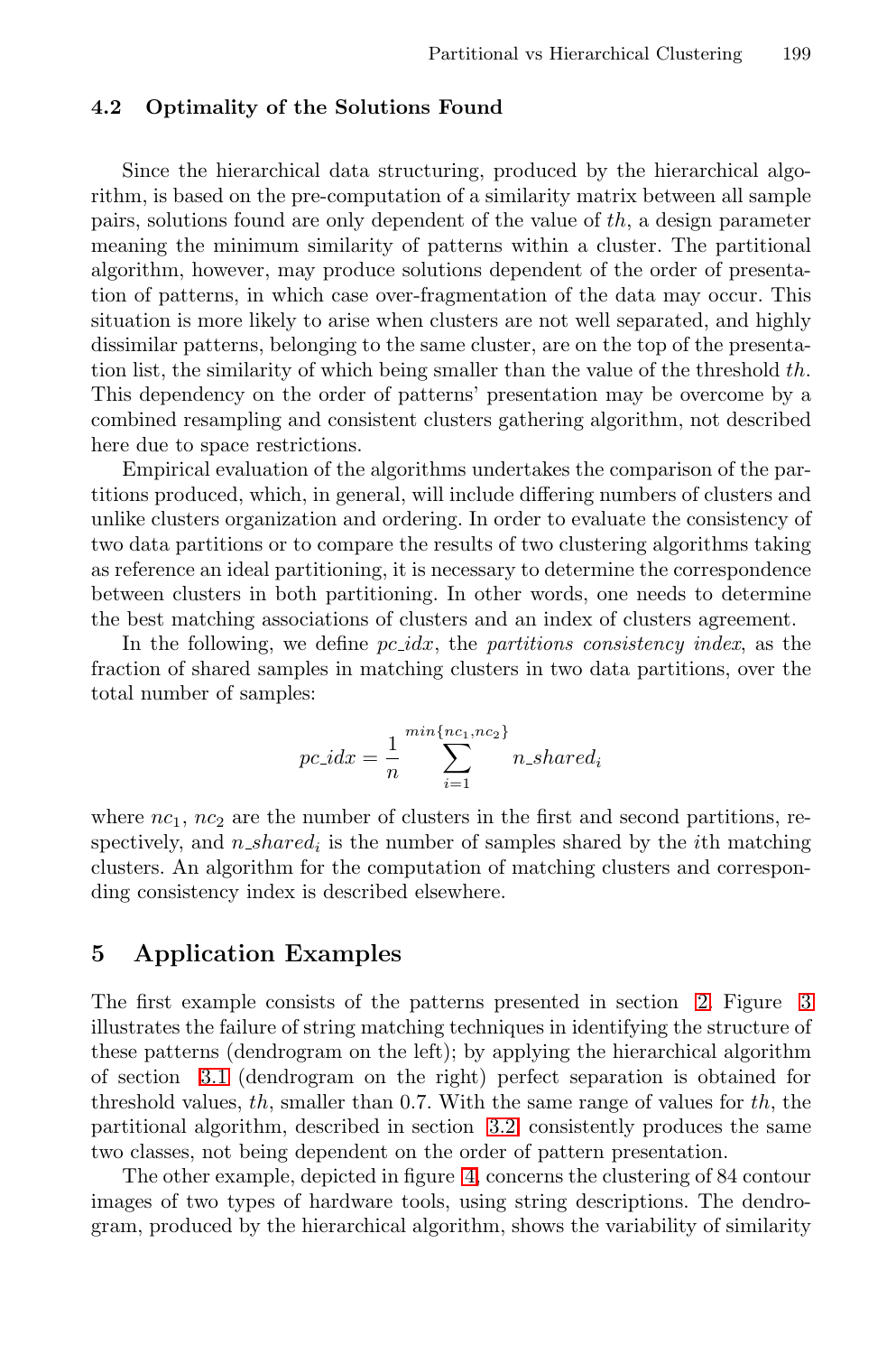### 4.2 Optimality of the Solutions Found

Since the hierarchical data structuring, produced by the hierarchical algorithm, is based on the pre-computation of a similarity matrix between all sample pairs, solutions found are only dependent of the value of $th$, a design parameter meaning the minimum similarity of patterns within a cluster. The partitional algorithm, however, may produce solutions dependent of the order of presentation of patterns, in which case over-fragmentation of the data may occur. This situation is more likely to arise when clusters are not well separated, and highly dissimilar patterns, belonging to the same cluster, are on the top of the presentation list, the similarity of which being smaller than the value of the threshold $th$. This dependency on the order of patterns' presentation may be overcome by a combined resampling and consistent clusters gathering algorithm, not described here due to space restrictions.

Empirical evaluation of the algorithms undertakes the comparison of the partitions produced, which, in general, will include differing numbers of clusters and unlike clusters organization and ordering. In order to evaluate the consistency of two data partitions or to compare the results of two clustering algorithms taking as reference an ideal partitioning, it is necessary to determine the correspondence between clusters in both partitioning. In other words, one needs to determine the best matching associations of clusters and an index of clusters agreement.

In the following, we define *pc_idx*, the *partitions consistency index*, as the fraction of shared samples in matching clusters in two data partitions, over the total number of samples:

$$pc\_idx = \frac{1}{n} \sum_{i=1}^{min\{nc_1, nc_2\}} n\_shared_i$$

where $nc_1$, $nc_2$ are the number of clusters in the first and second partitions, respectively, and $n\_shared_i$ is the number of samples shared by the $i$th matching clusters. An algorithm for the computation of matching clusters and corresponding consistency index is described elsewhere.

## 5 Application Examples

The first example consists of the patterns presented in section 2. Figure 3 illustrates the failure of string matching techniques in identifying the structure of these patterns (dendrogram on the left); by applying the hierarchical algorithm of section 3.1 (dendrogram on the right) perfect separation is obtained for threshold values, $th$, smaller than 0.7. With the same range of values for $th$, the partitional algorithm, described in section 3.2, consistently produces the same two classes, not being dependent on the order of pattern presentation.

The other example, depicted in figure 4, concerns the clustering of 84 contour images of two types of hardware tools, using string descriptions. The dendrogram, produced by the hierarchical algorithm, shows the variability of similarity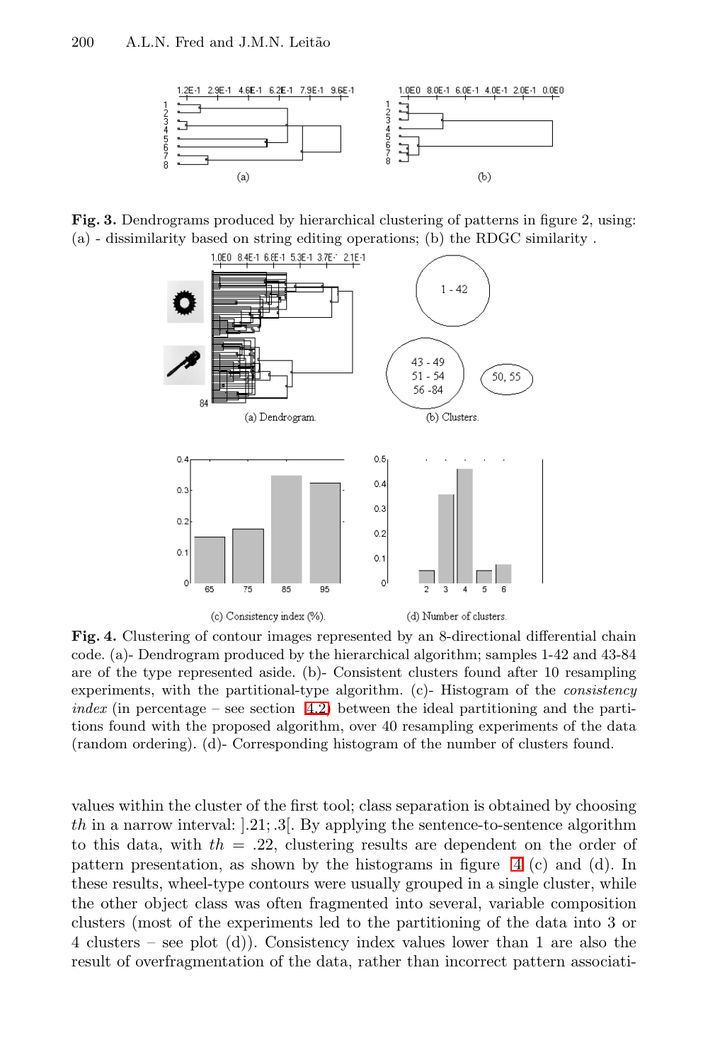**Fig. 3.** Dendrograms produced by hierarchical clustering of patterns in figure 2, using: (a) - dissimilarity based on string editing operations; (b) the RDGC similarity .

(a) Dendrogram.

(b) Clusters.

(c) Consistency index (%).

(d) Number of clusters.

**Fig. 4.** Clustering of contour images represented by an 8-directional differential chain code. (a)- Dendrogram produced by the hierarchical algorithm; samples 1-42 and 43-84 are of the type represented aside. (b)- Consistent clusters found after 10 resampling experiments, with the partitional-type algorithm. (c)- Histogram of the *consistency index* (in percentage – see section 4.2) between the ideal partitioning and the partitions found with the proposed algorithm, over 40 resampling experiments of the data (random ordering). (d)- Corresponding histogram of the number of clusters found.

values within the cluster of the first tool; class separation is obtained by choosing $th$ in a narrow interval: $].21; .3[$. By applying the sentence-to-sentence algorithm to this data, with $th = .22$, clustering results are dependent on the order of pattern presentation, as shown by the histograms in figure 4 (c) and (d). In these results, wheel-type contours were usually grouped in a single cluster, while the other object class was often fragmented into several, variable composition clusters (most of the experiments led to the partitioning of the data into 3 or 4 clusters – see plot (d)). Consistency index values lower than 1 are also the result of overfragmentation of the data, rather than incorrect pattern associati-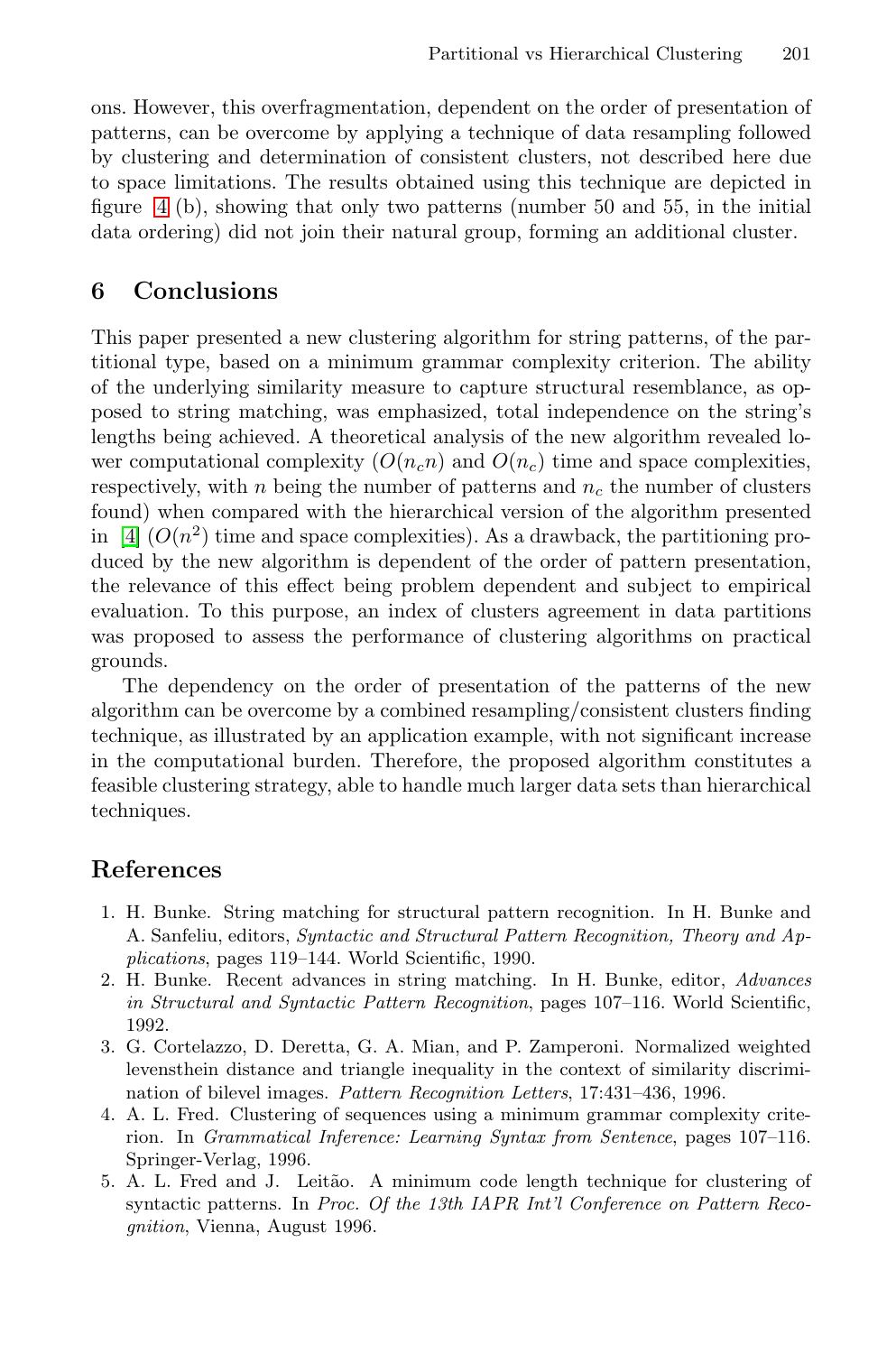ons. However, this overfragmentation, dependent on the order of presentation of patterns, can be overcome by applying a technique of data resampling followed by clustering and determination of consistent clusters, not described here due to space limitations. The results obtained using this technique are depicted in figure 4 (b), showing that only two patterns (number 50 and 55, in the initial data ordering) did not join their natural group, forming an additional cluster.

## 6 Conclusions

This paper presented a new clustering algorithm for string patterns, of the partitional type, based on a minimum grammar complexity criterion. The ability of the underlying similarity measure to capture structural resemblance, as opposed to string matching, was emphasized, total independence on the string's lengths being achieved. A theoretical analysis of the new algorithm revealed lower computational complexity ($O(n_c n)$ and $O(n_c)$ time and space complexities, respectively, with $n$ being the number of patterns and $n_c$ the number of clusters found) when compared with the hierarchical version of the algorithm presented in [4] ($O(n^2)$ time and space complexities). As a drawback, the partitioning produced by the new algorithm is dependent of the order of pattern presentation, the relevance of this effect being problem dependent and subject to empirical evaluation. To this purpose, an index of clusters agreement in data partitions was proposed to assess the performance of clustering algorithms on practical grounds.

The dependency on the order of presentation of the patterns of the new algorithm can be overcome by a combined resampling/consistent clusters finding technique, as illustrated by an application example, with not significant increase in the computational burden. Therefore, the proposed algorithm constitutes a feasible clustering strategy, able to handle much larger data sets than hierarchical techniques.

## References

1. H. Bunke. String matching for structural pattern recognition. In H. Bunke and A. Sanfeliu, editors, *Syntactic and Structural Pattern Recognition, Theory and Applications*, pages 119–144. World Scientific, 1990.
2. H. Bunke. Recent advances in string matching. In H. Bunke, editor, *Advances in Structural and Syntactic Pattern Recognition*, pages 107–116. World Scientific, 1992.
3. G. Cortelazzo, D. Deretta, G. A. Mian, and P. Zamperoni. Normalized weighted levensthein distance and triangle inequality in the context of similarity discrimination of bilevel images. *Pattern Recognition Letters*, 17:431–436, 1996.
4. A. L. Fred. Clustering of sequences using a minimum grammar complexity criterion. In *Grammatical Inference: Learning Syntax from Sentence*, pages 107–116. Springer-Verlag, 1996.
5. A. L. Fred and J. Leitão. A minimum code length technique for clustering of syntactic patterns. In *Proc. Of the 13th IAPR Int'l Conference on Pattern Recognition*, Vienna, August 1996.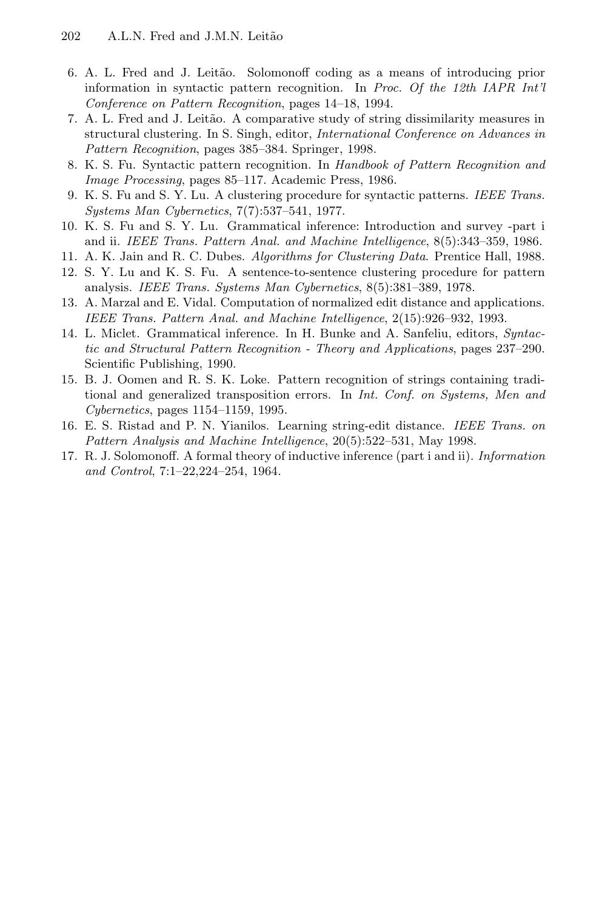6. A. L. Fred and J. Leitão. Solomonoff coding as a means of introducing prior information in syntactic pattern recognition. In *Proc. Of the 12th IAPR Int'l Conference on Pattern Recognition*, pages 14–18, 1994.
7. A. L. Fred and J. Leitão. A comparative study of string dissimilarity measures in structural clustering. In S. Singh, editor, *International Conference on Advances in Pattern Recognition*, pages 385–384. Springer, 1998.
8. K. S. Fu. Syntactic pattern recognition. In *Handbook of Pattern Recognition and Image Processing*, pages 85–117. Academic Press, 1986.
9. K. S. Fu and S. Y. Lu. A clustering procedure for syntactic patterns. *IEEE Trans. Systems Man Cybernetics*, 7(7):537–541, 1977.
10. K. S. Fu and S. Y. Lu. Grammatical inference: Introduction and survey -part i and ii. *IEEE Trans. Pattern Anal. and Machine Intelligence*, 8(5):343–359, 1986.
11. A. K. Jain and R. C. Dubes. *Algorithms for Clustering Data*. Prentice Hall, 1988.
12. S. Y. Lu and K. S. Fu. A sentence-to-sentence clustering procedure for pattern analysis. *IEEE Trans. Systems Man Cybernetics*, 8(5):381–389, 1978.
13. A. Marzal and E. Vidal. Computation of normalized edit distance and applications. *IEEE Trans. Pattern Anal. and Machine Intelligence*, 2(15):926–932, 1993.
14. L. Miclet. Grammatical inference. In H. Bunke and A. Sanfeliu, editors, *Syntactic and Structural Pattern Recognition - Theory and Applications*, pages 237–290. Scientific Publishing, 1990.
15. B. J. Oomen and R. S. K. Loke. Pattern recognition of strings containing traditional and generalized transposition errors. In *Int. Conf. on Systems, Men and Cybernetics*, pages 1154–1159, 1995.
16. E. S. Ristad and P. N. Yianilos. Learning string-edit distance. *IEEE Trans. on Pattern Analysis and Machine Intelligence*, 20(5):522–531, May 1998.
17. R. J. Solomonoff. A formal theory of inductive inference (part i and ii). *Information and Control*, 7:1–22,224–254, 1964.